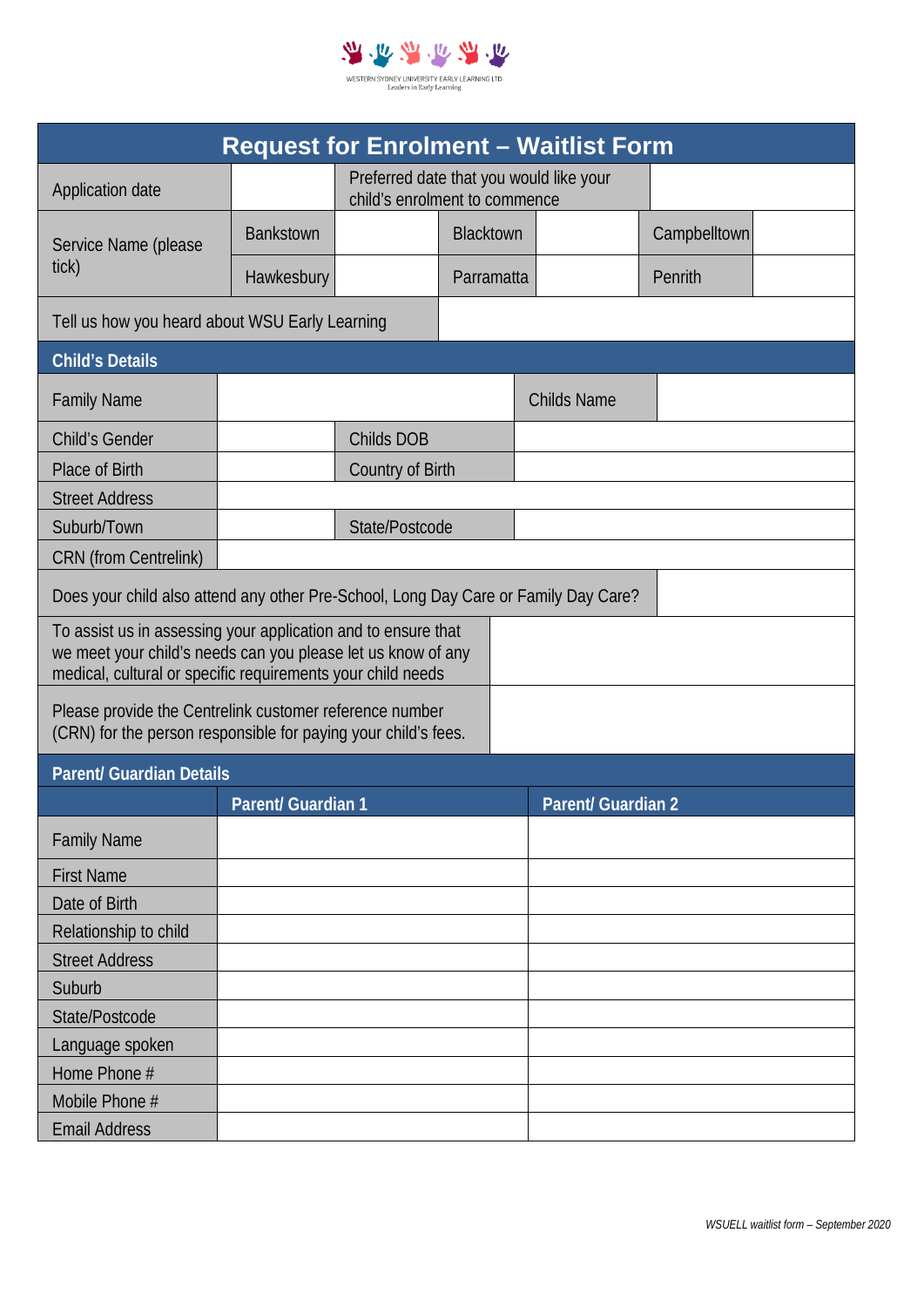WESTERN SYDNEY UNIVERSITY EARLY LEARNING LTD
Leaders in Early Learning

# Request for Enrolment – Waitlist Form

| Application date | | Preferred date that you would like your child's enrolment to commence | | | |
|---|---|---|---|---|---|
| Service Name (please tick) | Bankstown | | Blacktown | | Campbelltown | |
| | Hawkesbury | | Parramatta | | Penrith | |
| Tell us how you heard about WSU Early Learning | | | | | |

## Child's Details

| Family Name | | Childs Name | |
|---|---|---|---|
| Child's Gender | | Childs DOB | |
| Place of Birth | | Country of Birth | |
| Street Address | | | |
| Suburb/Town | | State/Postcode | |
| CRN (from Centrelink) | | | |
| Does your child also attend any other Pre-School, Long Day Care or Family Day Care? | | | |
| To assist us in assessing your application and to ensure that we meet your child's needs can you please let us know of any medical, cultural or specific requirements your child needs | | | |
| Please provide the Centrelink customer reference number (CRN) for the person responsible for paying your child's fees. | | | |

## Parent/ Guardian Details

| | Parent/ Guardian 1 | Parent/ Guardian 2 |
|---|---|---|
| Family Name | | |
| First Name | | |
| Date of Birth | | |
| Relationship to child | | |
| Street Address | | |
| Suburb | | |
| State/Postcode | | |
| Language spoken | | |
| Home Phone # | | |
| Mobile Phone # | | |
| Email Address | | |

*WSUELL waitlist form – September 2020*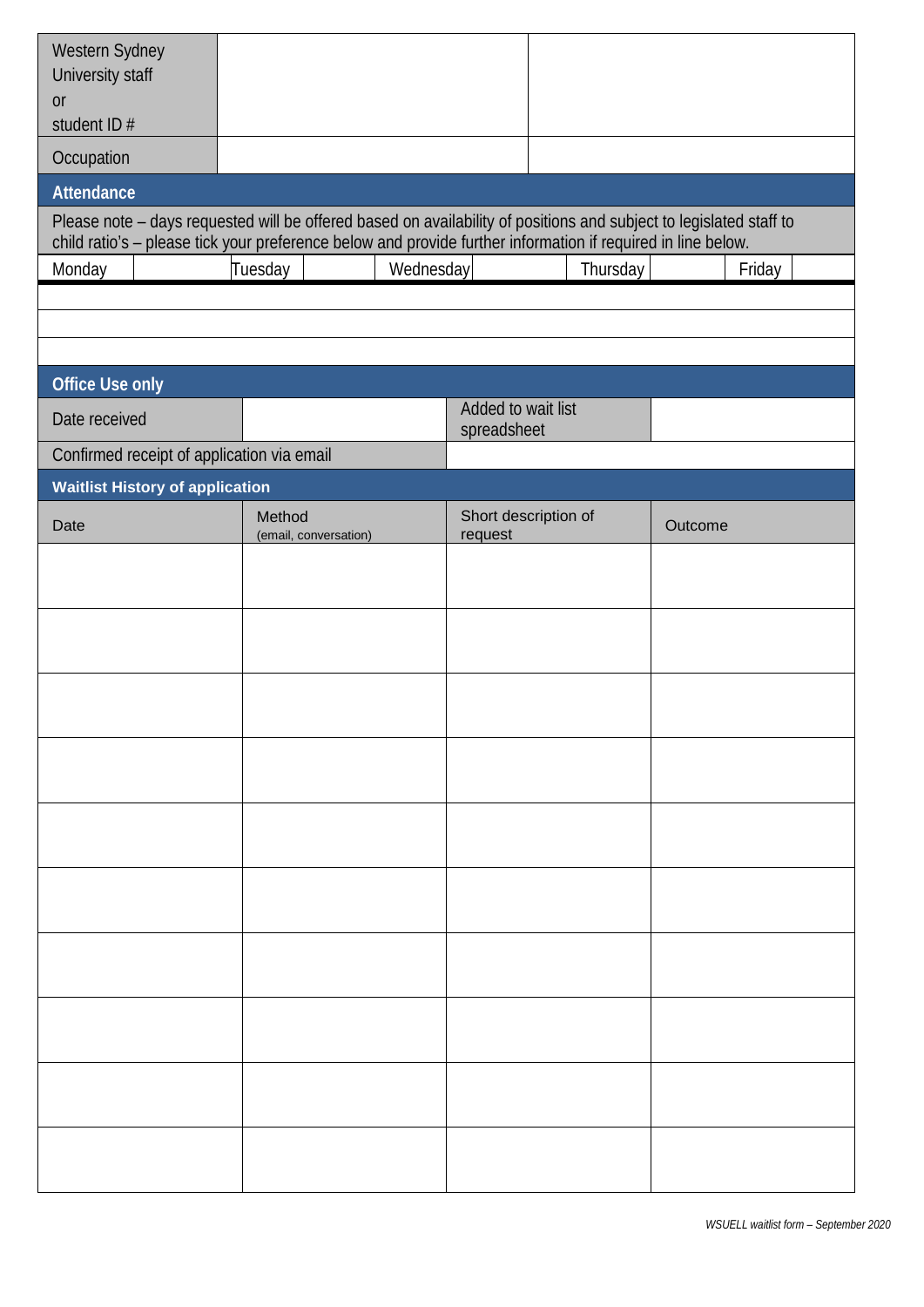| | | |
|---|---|---|
| Western Sydney University staff or student ID # | | |
| Occupation | | |

## Attendance

Please note – days requested will be offered based on availability of positions and subject to legislated staff to child ratio's – please tick your preference below and provide further information if required in line below.

| Monday | | Tuesday | | Wednesday | | Thursday | | Friday | |
|---|---|---|---|---|---|---|---|---|---|
| | | | | | | | | | |
| | | | | | | | | | |
| | | | | | | | | | |

## Office Use only

| | | | |
|---|---|---|---|
| Date received | | Added to wait list spreadsheet | |
| Confirmed receipt of application via email | | | |

## Waitlist History of application

| Date | Method (email, conversation) | Short description of request | Outcome |
|---|---|---|---|
| | | | |
| | | | |
| | | | |
| | | | |
| | | | |
| | | | |
| | | | |
| | | | |
| | | | |
| | | | |

*WSUELL waitlist form – September 2020*